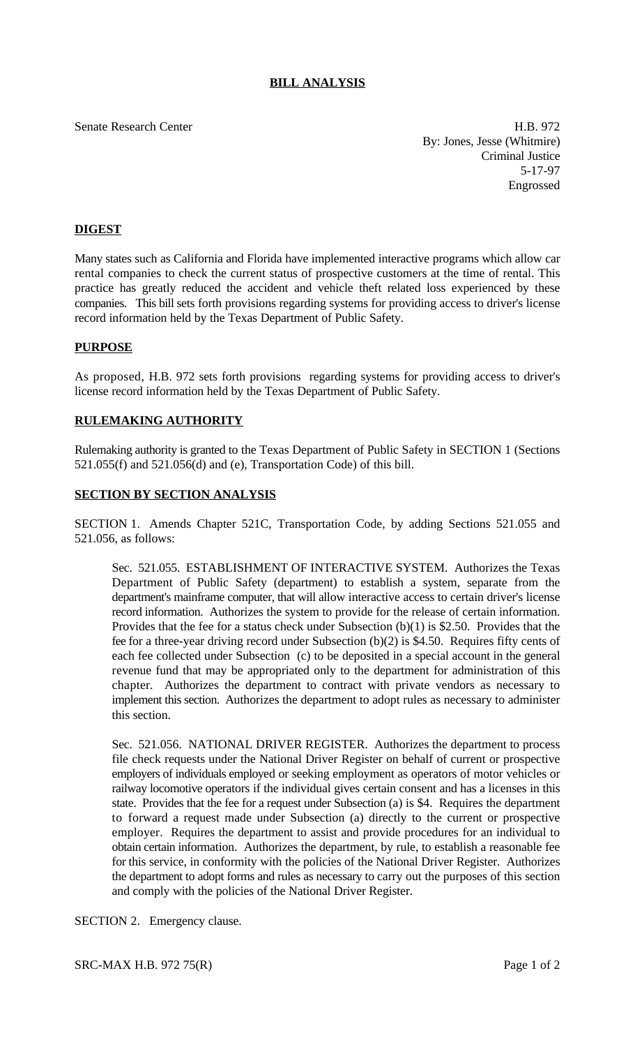# BILL ANALYSIS

Senate Research Center

H.B. 972
By: Jones, Jesse (Whitmire)
Criminal Justice
5-17-97
Engrossed

## DIGEST

Many states such as California and Florida have implemented interactive programs which allow car rental companies to check the current status of prospective customers at the time of rental. This practice has greatly reduced the accident and vehicle theft related loss experienced by these companies. This bill sets forth provisions regarding systems for providing access to driver's license record information held by the Texas Department of Public Safety.

## PURPOSE

As proposed, H.B. 972 sets forth provisions regarding systems for providing access to driver's license record information held by the Texas Department of Public Safety.

## RULEMAKING AUTHORITY

Rulemaking authority is granted to the Texas Department of Public Safety in SECTION 1 (Sections 521.055(f) and 521.056(d) and (e), Transportation Code) of this bill.

## SECTION BY SECTION ANALYSIS

SECTION 1. Amends Chapter 521C, Transportation Code, by adding Sections 521.055 and 521.056, as follows:

Sec. 521.055. ESTABLISHMENT OF INTERACTIVE SYSTEM. Authorizes the Texas Department of Public Safety (department) to establish a system, separate from the department's mainframe computer, that will allow interactive access to certain driver's license record information. Authorizes the system to provide for the release of certain information. Provides that the fee for a status check under Subsection (b)(1) is $2.50. Provides that the fee for a three-year driving record under Subsection (b)(2) is $4.50. Requires fifty cents of each fee collected under Subsection (c) to be deposited in a special account in the general revenue fund that may be appropriated only to the department for administration of this chapter. Authorizes the department to contract with private vendors as necessary to implement this section. Authorizes the department to adopt rules as necessary to administer this section.

Sec. 521.056. NATIONAL DRIVER REGISTER. Authorizes the department to process file check requests under the National Driver Register on behalf of current or prospective employers of individuals employed or seeking employment as operators of motor vehicles or railway locomotive operators if the individual gives certain consent and has a licenses in this state. Provides that the fee for a request under Subsection (a) is $4. Requires the department to forward a request made under Subsection (a) directly to the current or prospective employer. Requires the department to assist and provide procedures for an individual to obtain certain information. Authorizes the department, by rule, to establish a reasonable fee for this service, in conformity with the policies of the National Driver Register. Authorizes the department to adopt forms and rules as necessary to carry out the purposes of this section and comply with the policies of the National Driver Register.

SECTION 2. Emergency clause.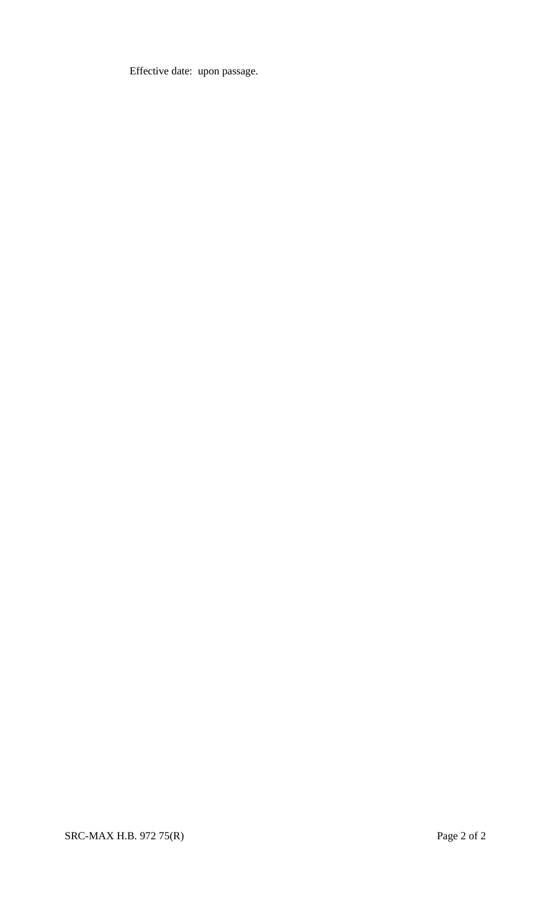Effective date: upon passage.